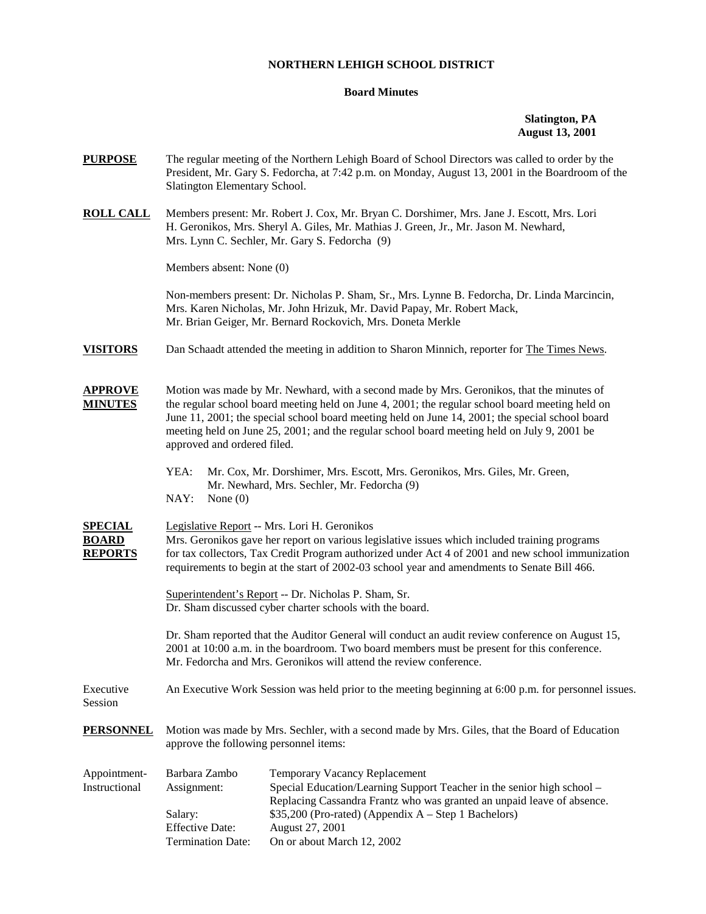# NORTHERN LEHIGH SCHOOL DISTRICT

## Board Minutes

**Slatington, PA**
**August 13, 2001**

**PURPOSE** The regular meeting of the Northern Lehigh Board of School Directors was called to order by the President, Mr. Gary S. Fedorcha, at 7:42 p.m. on Monday, August 13, 2001 in the Boardroom of the Slatington Elementary School.

**ROLL CALL** Members present: Mr. Robert J. Cox, Mr. Bryan C. Dorshimer, Mrs. Jane J. Escott, Mrs. Lori H. Geronikos, Mrs. Sheryl A. Giles, Mr. Mathias J. Green, Jr., Mr. Jason M. Newhard, Mrs. Lynn C. Sechler, Mr. Gary S. Fedorcha (9)

Members absent: None (0)

Non-members present: Dr. Nicholas P. Sham, Sr., Mrs. Lynne B. Fedorcha, Dr. Linda Marcincin, Mrs. Karen Nicholas, Mr. John Hrizuk, Mr. David Papay, Mr. Robert Mack, Mr. Brian Geiger, Mr. Bernard Rockovich, Mrs. Doneta Merkle

**VISITORS** Dan Schaadt attended the meeting in addition to Sharon Minnich, reporter for The Times News.

**APPROVE MINUTES** Motion was made by Mr. Newhard, with a second made by Mrs. Geronikos, that the minutes of the regular school board meeting held on June 4, 2001; the regular school board meeting held on June 11, 2001; the special school board meeting held on June 14, 2001; the special school board meeting held on June 25, 2001; and the regular school board meeting held on July 9, 2001 be approved and ordered filed.

YEA: Mr. Cox, Mr. Dorshimer, Mrs. Escott, Mrs. Geronikos, Mrs. Giles, Mr. Green, Mr. Newhard, Mrs. Sechler, Mr. Fedorcha (9)
NAY: None (0)

**SPECIAL BOARD REPORTS** Legislative Report -- Mrs. Lori H. Geronikos
Mrs. Geronikos gave her report on various legislative issues which included training programs for tax collectors, Tax Credit Program authorized under Act 4 of 2001 and new school immunization requirements to begin at the start of 2002-03 school year and amendments to Senate Bill 466.

Superintendent's Report -- Dr. Nicholas P. Sham, Sr.
Dr. Sham discussed cyber charter schools with the board.

Dr. Sham reported that the Auditor General will conduct an audit review conference on August 15, 2001 at 10:00 a.m. in the boardroom. Two board members must be present for this conference. Mr. Fedorcha and Mrs. Geronikos will attend the review conference.

Executive Session An Executive Work Session was held prior to the meeting beginning at 6:00 p.m. for personnel issues.

**PERSONNEL** Motion was made by Mrs. Sechler, with a second made by Mrs. Giles, that the Board of Education approve the following personnel items:

Appointment-Instructional

| | |
|---|---|
| Barbara Zambo | Temporary Vacancy Replacement |
| Assignment: | Special Education/Learning Support Teacher in the senior high school – Replacing Cassandra Frantz who was granted an unpaid leave of absence. |
| Salary: | $35,200 (Pro-rated) (Appendix A – Step 1 Bachelors) |
| Effective Date: | August 27, 2001 |
| Termination Date: | On or about March 12, 2002 |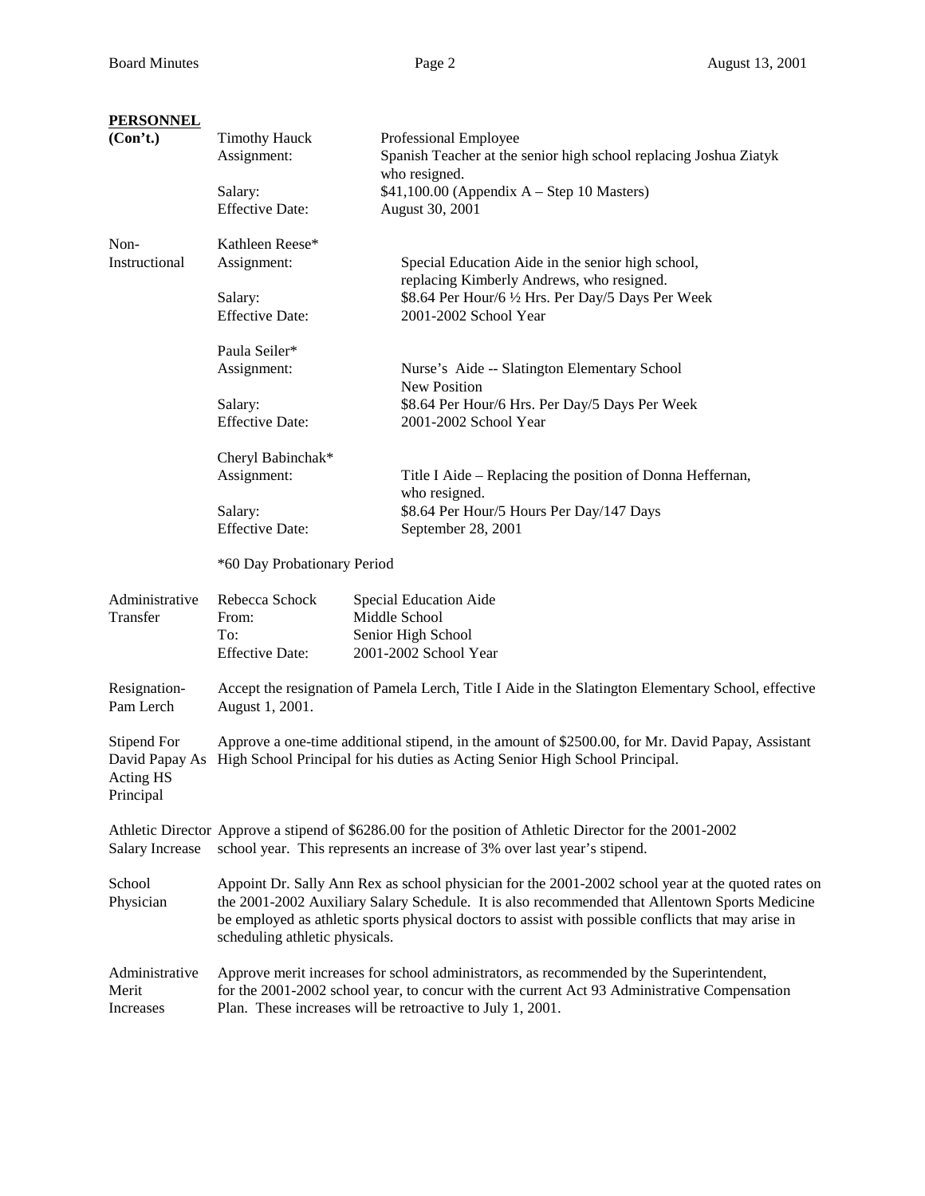**PERSONNEL**

**(Con't.)**

| | | |
|---|---|---|
| | Timothy Hauck | Professional Employee |
| | Assignment: | Spanish Teacher at the senior high school replacing Joshua Ziatyk who resigned. |
| | Salary: | $41,100.00 (Appendix A – Step 10 Masters) |
| | Effective Date: | August 30, 2001 |
| Non-Instructional | Kathleen Reese* | |
| | Assignment: | Special Education Aide in the senior high school, replacing Kimberly Andrews, who resigned. |
| | Salary: | $8.64 Per Hour/6 ½ Hrs. Per Day/5 Days Per Week |
| | Effective Date: | 2001-2002 School Year |
| | Paula Seiler* | |
| | Assignment: | Nurse's Aide -- Slatington Elementary School New Position |
| | Salary: | $8.64 Per Hour/6 Hrs. Per Day/5 Days Per Week |
| | Effective Date: | 2001-2002 School Year |
| | Cheryl Babinchak* | |
| | Assignment: | Title I Aide – Replacing the position of Donna Heffernan, who resigned. |
| | Salary: | $8.64 Per Hour/5 Hours Per Day/147 Days |
| | Effective Date: | September 28, 2001 |

*60 Day Probationary Period

| | | |
|---|---|---|
| Administrative Transfer | Rebecca Schock | Special Education Aide |
| | From: | Middle School |
| | To: | Senior High School |
| | Effective Date: | 2001-2002 School Year |

**Resignation-Pam Lerch**
Accept the resignation of Pamela Lerch, Title I Aide in the Slatington Elementary School, effective August 1, 2001.

**Stipend For David Papay As Acting HS Principal**
Approve a one-time additional stipend, in the amount of $2500.00, for Mr. David Papay, Assistant High School Principal for his duties as Acting Senior High School Principal.

**Athletic Director Salary Increase**
Approve a stipend of $6286.00 for the position of Athletic Director for the 2001-2002 school year. This represents an increase of 3% over last year's stipend.

**School Physician**
Appoint Dr. Sally Ann Rex as school physician for the 2001-2002 school year at the quoted rates on the 2001-2002 Auxiliary Salary Schedule. It is also recommended that Allentown Sports Medicine be employed as athletic sports physical doctors to assist with possible conflicts that may arise in scheduling athletic physicals.

**Administrative Merit Increases**
Approve merit increases for school administrators, as recommended by the Superintendent, for the 2001-2002 school year, to concur with the current Act 93 Administrative Compensation Plan. These increases will be retroactive to July 1, 2001.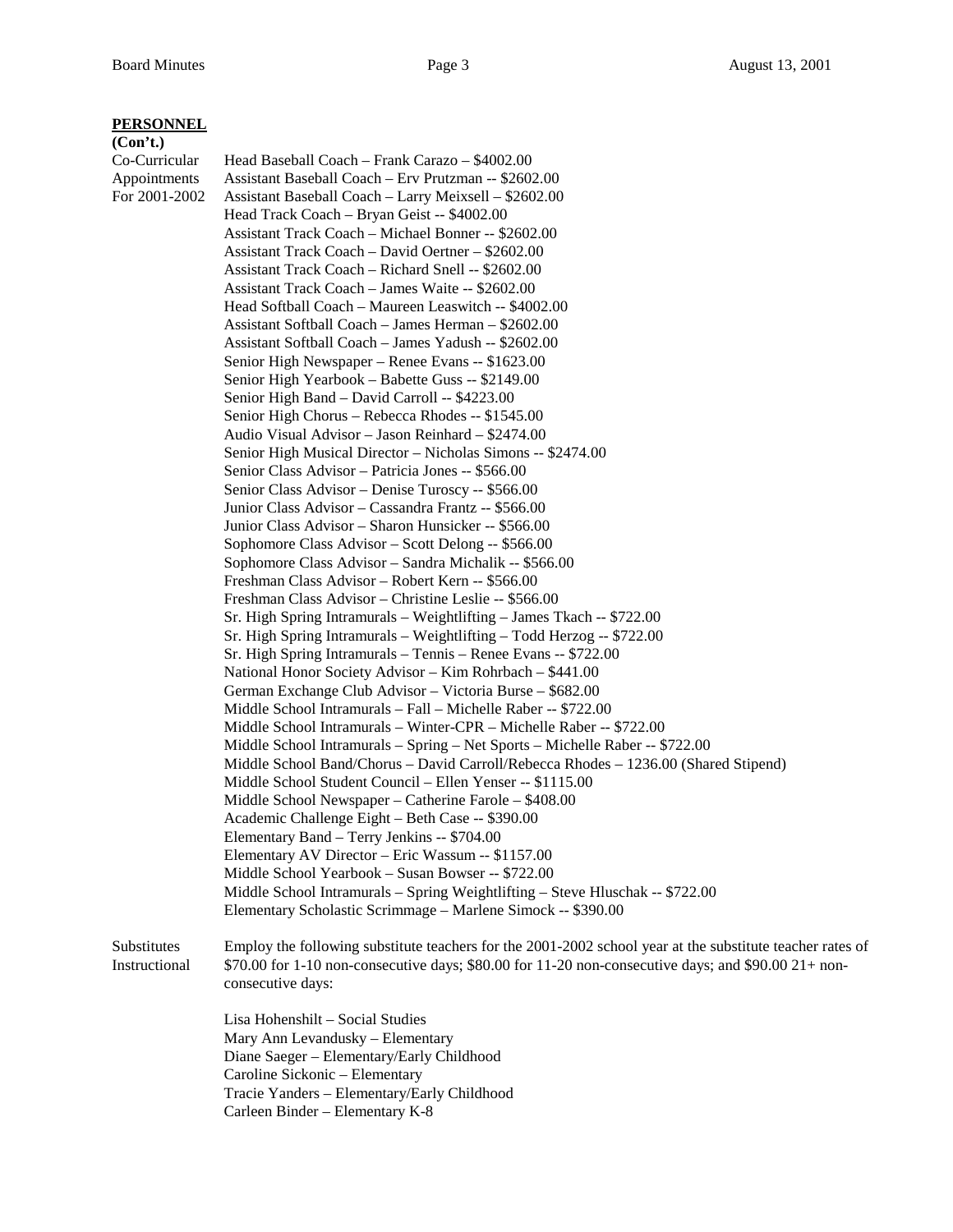**PERSONNEL**
**(Con't.)**

Co-Curricular Appointments For 2001-2002

Head Baseball Coach – Frank Carazo – $4002.00
Assistant Baseball Coach – Erv Prutzman -- $2602.00
Assistant Baseball Coach – Larry Meixsell – $2602.00
Head Track Coach – Bryan Geist -- $4002.00
Assistant Track Coach – Michael Bonner -- $2602.00
Assistant Track Coach – David Oertner – $2602.00
Assistant Track Coach – Richard Snell -- $2602.00
Assistant Track Coach – James Waite -- $2602.00
Head Softball Coach – Maureen Leaswitch -- $4002.00
Assistant Softball Coach – James Herman – $2602.00
Assistant Softball Coach – James Yadush -- $2602.00
Senior High Newspaper – Renee Evans -- $1623.00
Senior High Yearbook – Babette Guss -- $2149.00
Senior High Band – David Carroll -- $4223.00
Senior High Chorus – Rebecca Rhodes -- $1545.00
Audio Visual Advisor – Jason Reinhard – $2474.00
Senior High Musical Director – Nicholas Simons -- $2474.00
Senior Class Advisor – Patricia Jones -- $566.00
Senior Class Advisor – Denise Turoscy -- $566.00
Junior Class Advisor – Cassandra Frantz -- $566.00
Junior Class Advisor – Sharon Hunsicker -- $566.00
Sophomore Class Advisor – Scott Delong -- $566.00
Sophomore Class Advisor – Sandra Michalik -- $566.00
Freshman Class Advisor – Robert Kern -- $566.00
Freshman Class Advisor – Christine Leslie -- $566.00
Sr. High Spring Intramurals – Weightlifting – James Tkach -- $722.00
Sr. High Spring Intramurals – Weightlifting – Todd Herzog -- $722.00
Sr. High Spring Intramurals – Tennis – Renee Evans -- $722.00
National Honor Society Advisor – Kim Rohrbach – $441.00
German Exchange Club Advisor – Victoria Burse – $682.00
Middle School Intramurals – Fall – Michelle Raber -- $722.00
Middle School Intramurals – Winter-CPR – Michelle Raber -- $722.00
Middle School Intramurals – Spring – Net Sports – Michelle Raber -- $722.00
Middle School Band/Chorus – David Carroll/Rebecca Rhodes – 1236.00 (Shared Stipend)
Middle School Student Council – Ellen Yenser -- $1115.00
Middle School Newspaper – Catherine Farole – $408.00
Academic Challenge Eight – Beth Case -- $390.00
Elementary Band – Terry Jenkins -- $704.00
Elementary AV Director – Eric Wassum -- $1157.00
Middle School Yearbook – Susan Bowser -- $722.00
Middle School Intramurals – Spring Weightlifting – Steve Hluschak -- $722.00
Elementary Scholastic Scrimmage – Marlene Simock -- $390.00

Substitutes Instructional

Employ the following substitute teachers for the 2001-2002 school year at the substitute teacher rates of $70.00 for 1-10 non-consecutive days; $80.00 for 11-20 non-consecutive days; and $90.00 21+ non-consecutive days:

Lisa Hohenshilt – Social Studies
Mary Ann Levandusky – Elementary
Diane Saeger – Elementary/Early Childhood
Caroline Sickonic – Elementary
Tracie Yanders – Elementary/Early Childhood
Carleen Binder – Elementary K-8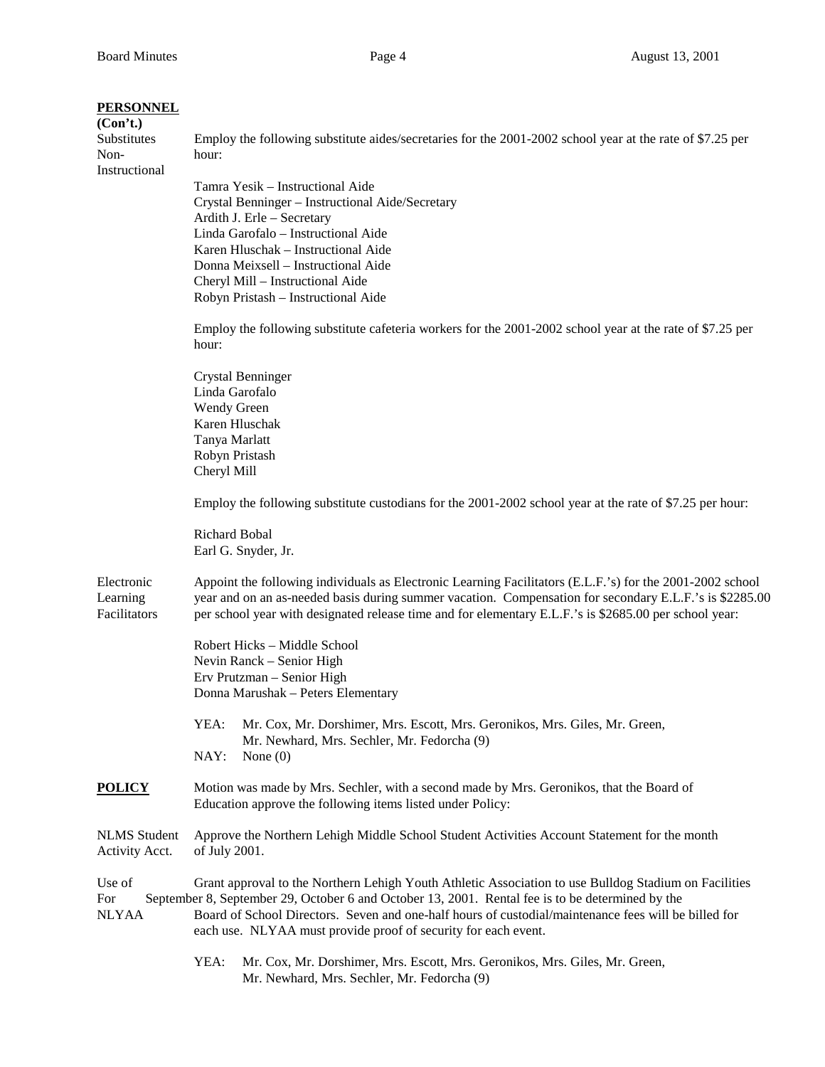**PERSONNEL**
**(Con't.)**

Substitutes Non-Instructional

Employ the following substitute aides/secretaries for the 2001-2002 school year at the rate of $7.25 per hour:

Tamra Yesik – Instructional Aide
Crystal Benninger – Instructional Aide/Secretary
Ardith J. Erle – Secretary
Linda Garofalo – Instructional Aide
Karen Hluschak – Instructional Aide
Donna Meixsell – Instructional Aide
Cheryl Mill – Instructional Aide
Robyn Pristash – Instructional Aide

Employ the following substitute cafeteria workers for the 2001-2002 school year at the rate of $7.25 per hour:

Crystal Benninger
Linda Garofalo
Wendy Green
Karen Hluschak
Tanya Marlatt
Robyn Pristash
Cheryl Mill

Employ the following substitute custodians for the 2001-2002 school year at the rate of $7.25 per hour:

Richard Bobal
Earl G. Snyder, Jr.

Electronic Learning Facilitators

Appoint the following individuals as Electronic Learning Facilitators (E.L.F.'s) for the 2001-2002 school year and on an as-needed basis during summer vacation. Compensation for secondary E.L.F.'s is $2285.00 per school year with designated release time and for elementary E.L.F.'s is $2685.00 per school year:

Robert Hicks – Middle School
Nevin Ranck – Senior High
Erv Prutzman – Senior High
Donna Marushak – Peters Elementary

YEA: Mr. Cox, Mr. Dorshimer, Mrs. Escott, Mrs. Geronikos, Mrs. Giles, Mr. Green, Mr. Newhard, Mrs. Sechler, Mr. Fedorcha (9)
NAY: None (0)

**POLICY**

Motion was made by Mrs. Sechler, with a second made by Mrs. Geronikos, that the Board of Education approve the following items listed under Policy:

NLMS Student Activity Acct.

Approve the Northern Lehigh Middle School Student Activities Account Statement for the month of July 2001.

Use of Facilities For NLYAA

Grant approval to the Northern Lehigh Youth Athletic Association to use Bulldog Stadium on September 8, September 29, October 6 and October 13, 2001. Rental fee is to be determined by the Board of School Directors. Seven and one-half hours of custodial/maintenance fees will be billed for each use. NLYAA must provide proof of security for each event.

YEA: Mr. Cox, Mr. Dorshimer, Mrs. Escott, Mrs. Geronikos, Mrs. Giles, Mr. Green, Mr. Newhard, Mrs. Sechler, Mr. Fedorcha (9)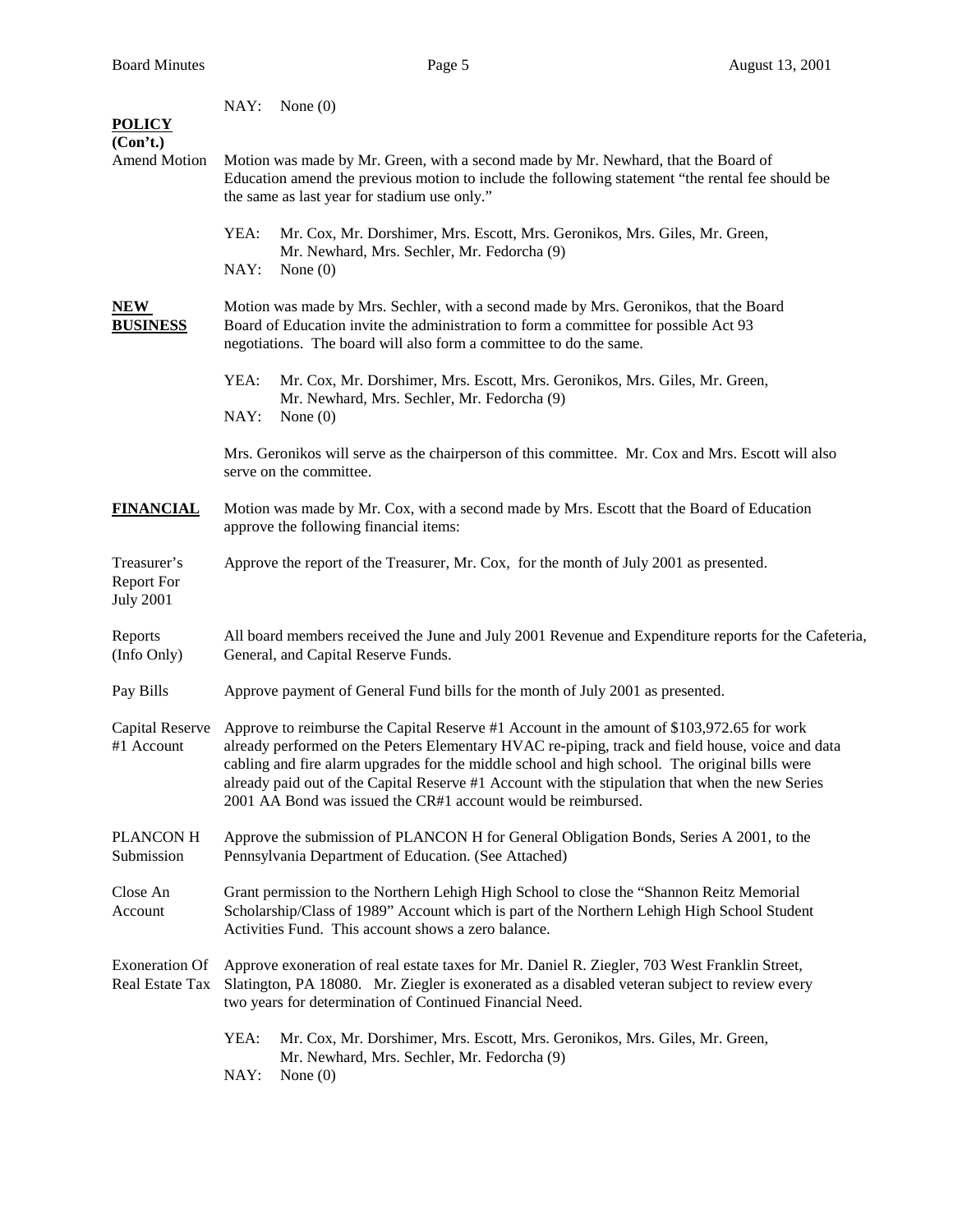NAY: None (0)

**POLICY (Con't.)**

Amend Motion

Motion was made by Mr. Green, with a second made by Mr. Newhard, that the Board of Education amend the previous motion to include the following statement "the rental fee should be the same as last year for stadium use only."

YEA: Mr. Cox, Mr. Dorshimer, Mrs. Escott, Mrs. Geronikos, Mrs. Giles, Mr. Green, Mr. Newhard, Mrs. Sechler, Mr. Fedorcha (9)
NAY: None (0)

**NEW BUSINESS**

Motion was made by Mrs. Sechler, with a second made by Mrs. Geronikos, that the Board Board of Education invite the administration to form a committee for possible Act 93 negotiations. The board will also form a committee to do the same.

YEA: Mr. Cox, Mr. Dorshimer, Mrs. Escott, Mrs. Geronikos, Mrs. Giles, Mr. Green, Mr. Newhard, Mrs. Sechler, Mr. Fedorcha (9)
NAY: None (0)

Mrs. Geronikos will serve as the chairperson of this committee. Mr. Cox and Mrs. Escott will also serve on the committee.

**FINANCIAL**

Motion was made by Mr. Cox, with a second made by Mrs. Escott that the Board of Education approve the following financial items:

Treasurer's Report For July 2001

Approve the report of the Treasurer, Mr. Cox, for the month of July 2001 as presented.

Reports (Info Only)

All board members received the June and July 2001 Revenue and Expenditure reports for the Cafeteria, General, and Capital Reserve Funds.

Pay Bills

Approve payment of General Fund bills for the month of July 2001 as presented.

Capital Reserve #1 Account

Approve to reimburse the Capital Reserve #1 Account in the amount of $103,972.65 for work already performed on the Peters Elementary HVAC re-piping, track and field house, voice and data cabling and fire alarm upgrades for the middle school and high school. The original bills were already paid out of the Capital Reserve #1 Account with the stipulation that when the new Series 2001 AA Bond was issued the CR#1 account would be reimbursed.

PLANCON H Submission

Approve the submission of PLANCON H for General Obligation Bonds, Series A 2001, to the Pennsylvania Department of Education. (See Attached)

Close An Account

Grant permission to the Northern Lehigh High School to close the "Shannon Reitz Memorial Scholarship/Class of 1989" Account which is part of the Northern Lehigh High School Student Activities Fund. This account shows a zero balance.

Exoneration Of Real Estate Tax

Approve exoneration of real estate taxes for Mr. Daniel R. Ziegler, 703 West Franklin Street, Slatington, PA 18080. Mr. Ziegler is exonerated as a disabled veteran subject to review every two years for determination of Continued Financial Need.

YEA: Mr. Cox, Mr. Dorshimer, Mrs. Escott, Mrs. Geronikos, Mrs. Giles, Mr. Green, Mr. Newhard, Mrs. Sechler, Mr. Fedorcha (9)
NAY: None (0)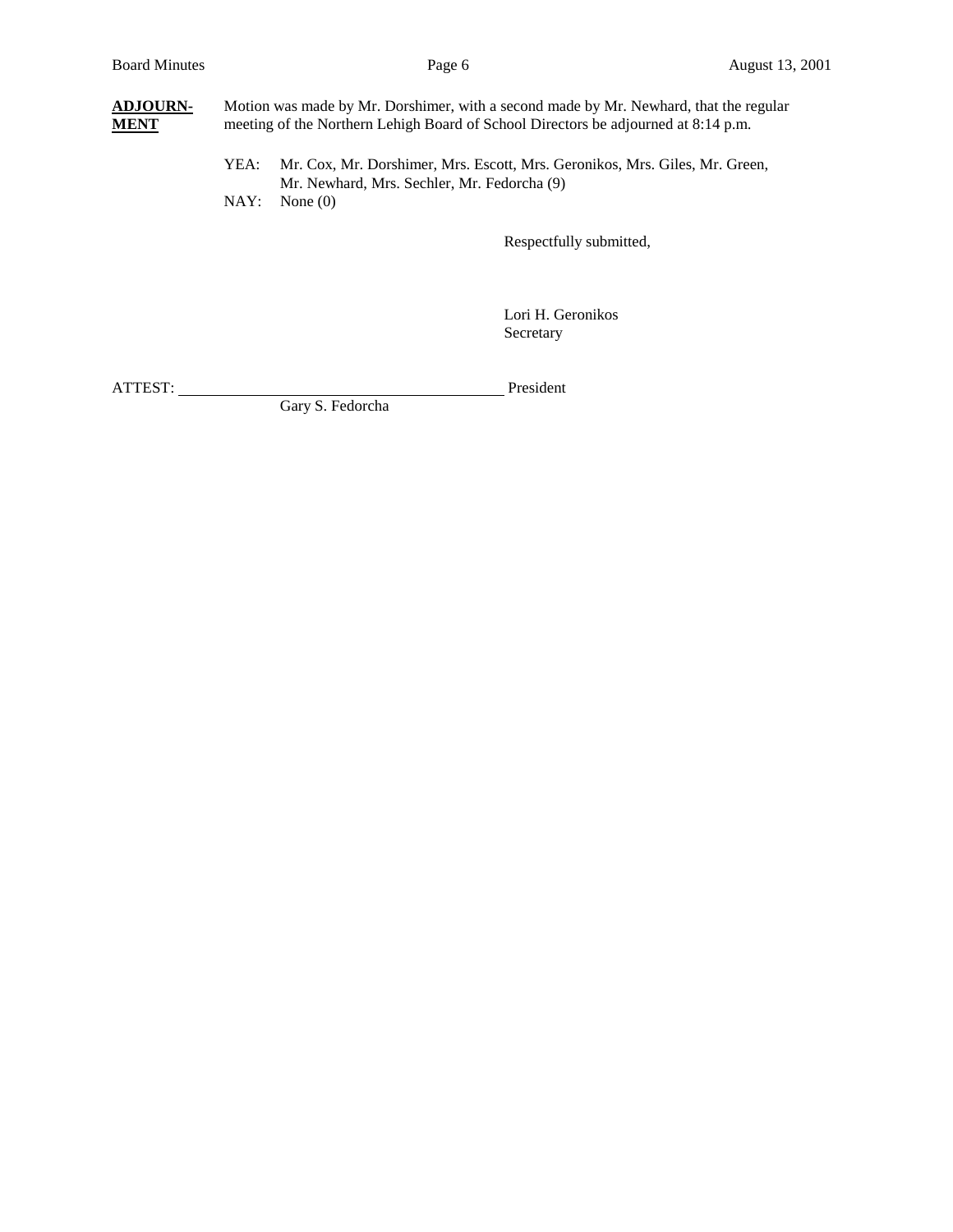**ADJOURN-MENT**

Motion was made by Mr. Dorshimer, with a second made by Mr. Newhard, that the regular meeting of the Northern Lehigh Board of School Directors be adjourned at 8:14 p.m.

YEA: Mr. Cox, Mr. Dorshimer, Mrs. Escott, Mrs. Geronikos, Mrs. Giles, Mr. Green, Mr. Newhard, Mrs. Sechler, Mr. Fedorcha (9)
NAY: None (0)

Respectfully submitted,

Lori H. Geronikos
Secretary

ATTEST: ________________________________________ President
Gary S. Fedorcha